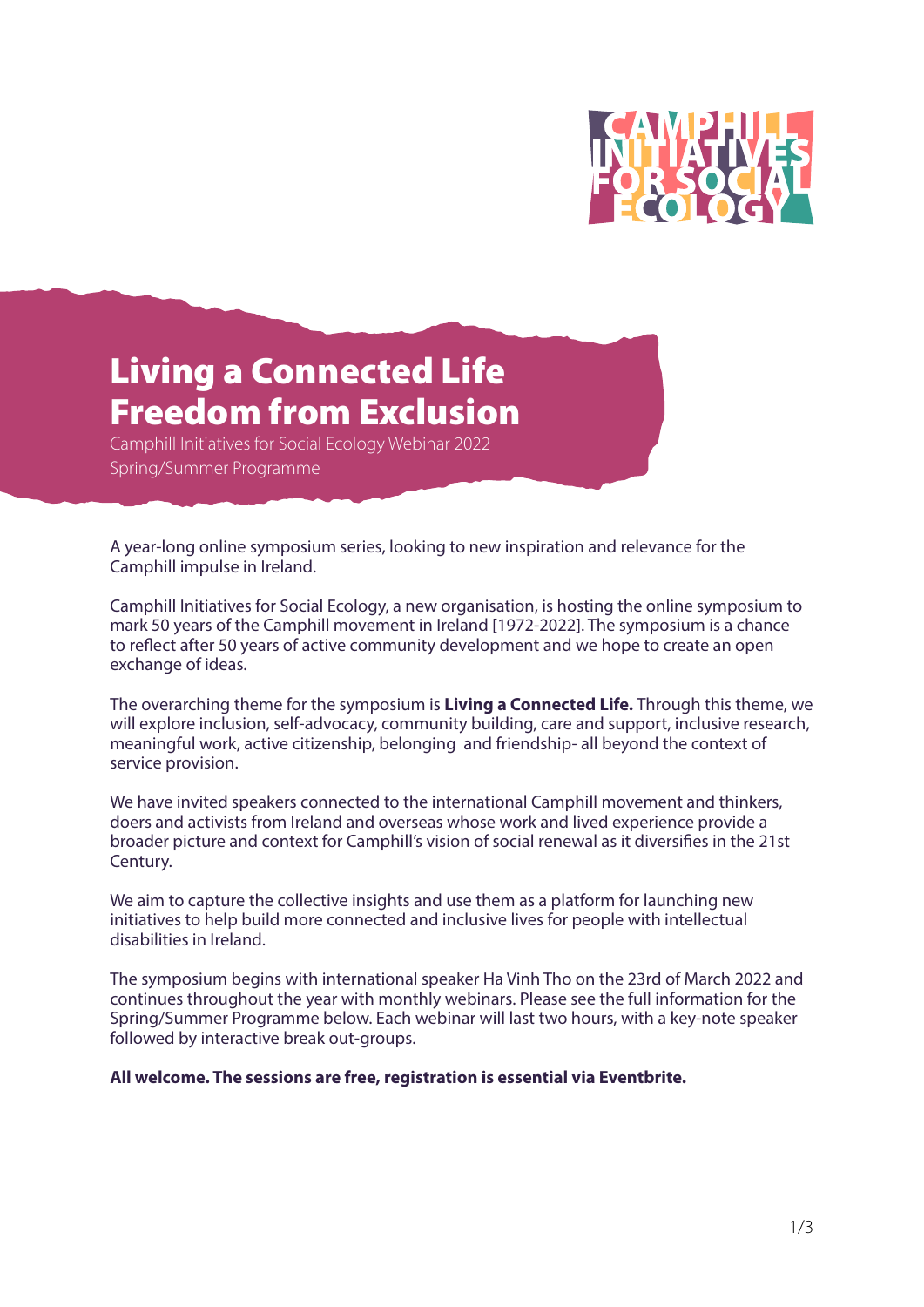CAMPHILL INITIATIVES FOR SOCIAL ECOLOGY

# Living a Connected Life
# Freedom from Exclusion

Camphill Initiatives for Social Ecology Webinar 2022
Spring/Summer Programme

A year-long online symposium series, looking to new inspiration and relevance for the Camphill impulse in Ireland.

Camphill Initiatives for Social Ecology, a new organisation, is hosting the online symposium to mark 50 years of the Camphill movement in Ireland [1972-2022]. The symposium is a chance to reflect after 50 years of active community development and we hope to create an open exchange of ideas.

The overarching theme for the symposium is **Living a Connected Life.** Through this theme, we will explore inclusion, self-advocacy, community building, care and support, inclusive research, meaningful work, active citizenship, belonging and friendship- all beyond the context of service provision.

We have invited speakers connected to the international Camphill movement and thinkers, doers and activists from Ireland and overseas whose work and lived experience provide a broader picture and context for Camphill's vision of social renewal as it diversifies in the 21st Century.

We aim to capture the collective insights and use them as a platform for launching new initiatives to help build more connected and inclusive lives for people with intellectual disabilities in Ireland.

The symposium begins with international speaker Ha Vinh Tho on the 23rd of March 2022 and continues throughout the year with monthly webinars. Please see the full information for the Spring/Summer Programme below. Each webinar will last two hours, with a key-note speaker followed by interactive break out-groups.

**All welcome. The sessions are free, registration is essential via Eventbrite.**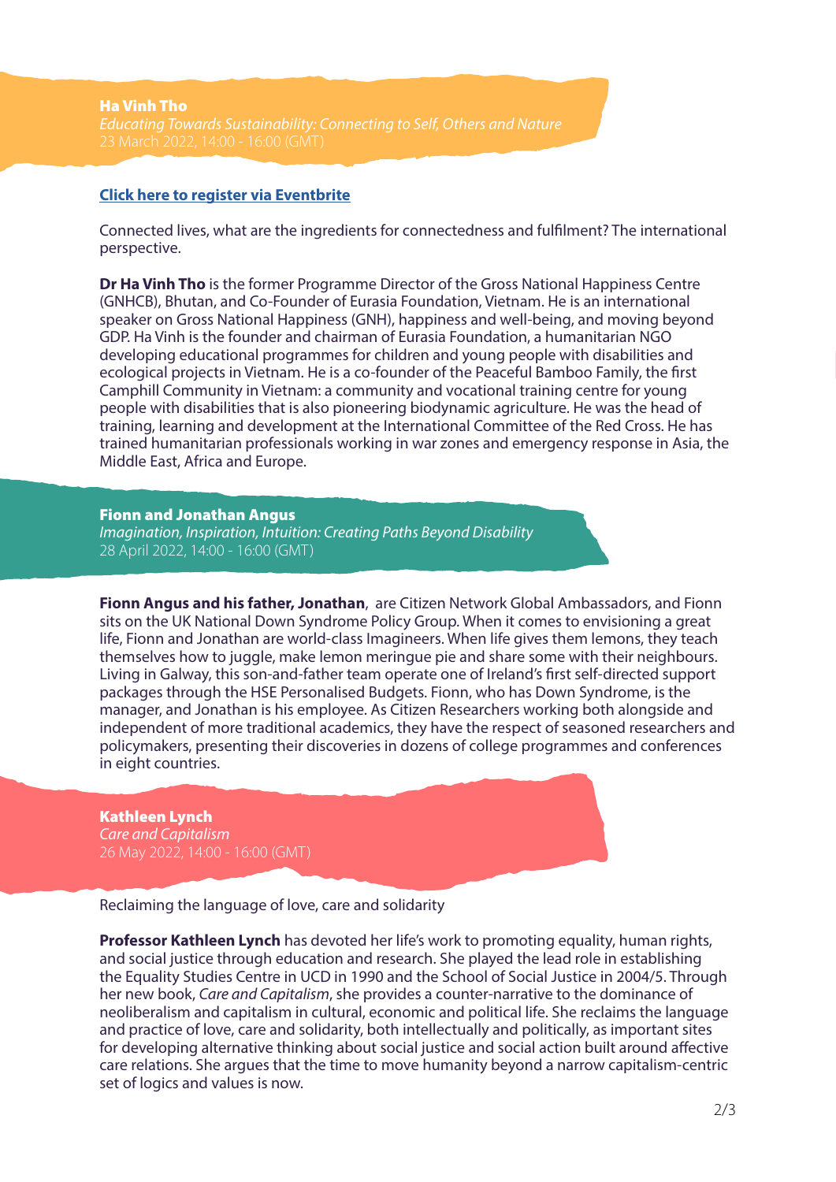## Ha Vinh Tho

*Educating Towards Sustainability: Connecting to Self, Others and Nature*

23 March 2022, 14:00 - 16:00 (GMT)

**Click here to register via Eventbrite**

Connected lives, what are the ingredients for connectedness and fulfilment? The international perspective.

**Dr Ha Vinh Tho** is the former Programme Director of the Gross National Happiness Centre (GNHCB), Bhutan, and Co-Founder of Eurasia Foundation, Vietnam. He is an international speaker on Gross National Happiness (GNH), happiness and well-being, and moving beyond GDP. Ha Vinh is the founder and chairman of Eurasia Foundation, a humanitarian NGO developing educational programmes for children and young people with disabilities and ecological projects in Vietnam. He is a co-founder of the Peaceful Bamboo Family, the first Camphill Community in Vietnam: a community and vocational training centre for young people with disabilities that is also pioneering biodynamic agriculture. He was the head of training, learning and development at the International Committee of the Red Cross. He has trained humanitarian professionals working in war zones and emergency response in Asia, the Middle East, Africa and Europe.

## Fionn and Jonathan Angus

*Imagination, Inspiration, Intuition: Creating Paths Beyond Disability*

28 April 2022, 14:00 - 16:00 (GMT)

**Fionn Angus and his father, Jonathan**, are Citizen Network Global Ambassadors, and Fionn sits on the UK National Down Syndrome Policy Group. When it comes to envisioning a great life, Fionn and Jonathan are world-class Imagineers. When life gives them lemons, they teach themselves how to juggle, make lemon meringue pie and share some with their neighbours. Living in Galway, this son-and-father team operate one of Ireland's first self-directed support packages through the HSE Personalised Budgets. Fionn, who has Down Syndrome, is the manager, and Jonathan is his employee. As Citizen Researchers working both alongside and independent of more traditional academics, they have the respect of seasoned researchers and policymakers, presenting their discoveries in dozens of college programmes and conferences in eight countries.

## Kathleen Lynch

*Care and Capitalism*

26 May 2022, 14:00 - 16:00 (GMT)

Reclaiming the language of love, care and solidarity

**Professor Kathleen Lynch** has devoted her life's work to promoting equality, human rights, and social justice through education and research. She played the lead role in establishing the Equality Studies Centre in UCD in 1990 and the School of Social Justice in 2004/5. Through her new book, *Care and Capitalism*, she provides a counter-narrative to the dominance of neoliberalism and capitalism in cultural, economic and political life. She reclaims the language and practice of love, care and solidarity, both intellectually and politically, as important sites for developing alternative thinking about social justice and social action built around affective care relations. She argues that the time to move humanity beyond a narrow capitalism-centric set of logics and values is now.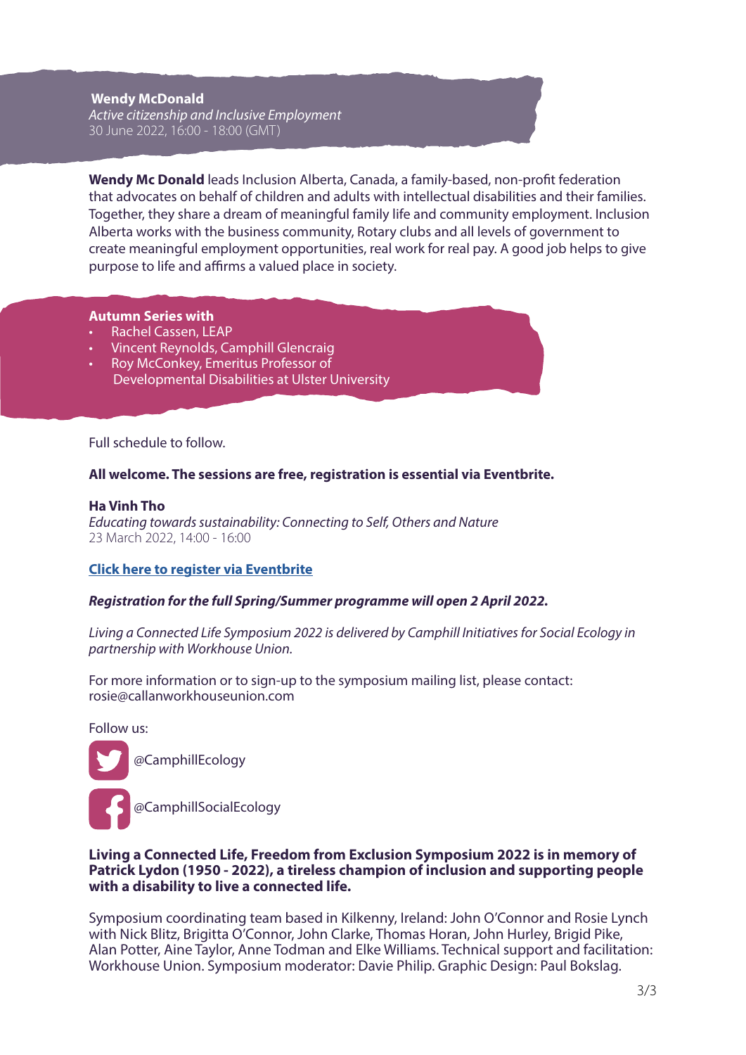**Wendy McDonald**
*Active citizenship and Inclusive Employment*
30 June 2022, 16:00 - 18:00 (GMT)

**Wendy Mc Donald** leads Inclusion Alberta, Canada, a family-based, non-profit federation that advocates on behalf of children and adults with intellectual disabilities and their families. Together, they share a dream of meaningful family life and community employment. Inclusion Alberta works with the business community, Rotary clubs and all levels of government to create meaningful employment opportunities, real work for real pay. A good job helps to give purpose to life and affirms a valued place in society.

**Autumn Series with**

- Rachel Cassen, LEAP
- Vincent Reynolds, Camphill Glencraig
- Roy McConkey, Emeritus Professor of Developmental Disabilities at Ulster University

Full schedule to follow.

**All welcome. The sessions are free, registration is essential via Eventbrite.**

**Ha Vinh Tho**
*Educating towards sustainability: Connecting to Self, Others and Nature*
23 March 2022, 14:00 - 16:00

**Click here to register via Eventbrite**

***Registration for the full Spring/Summer programme will open 2 April 2022.***

*Living a Connected Life Symposium 2022 is delivered by Camphill Initiatives for Social Ecology in partnership with Workhouse Union.*

For more information or to sign-up to the symposium mailing list, please contact: rosie@callanworkhouseunion.com

Follow us:

@CamphillEcology

@CamphillSocialEcology

**Living a Connected Life, Freedom from Exclusion Symposium 2022 is in memory of Patrick Lydon (1950 - 2022), a tireless champion of inclusion and supporting people with a disability to live a connected life.**

Symposium coordinating team based in Kilkenny, Ireland: John O'Connor and Rosie Lynch with Nick Blitz, Brigitta O'Connor, John Clarke, Thomas Horan, John Hurley, Brigid Pike, Alan Potter, Aine Taylor, Anne Todman and Elke Williams. Technical support and facilitation: Workhouse Union. Symposium moderator: Davie Philip. Graphic Design: Paul Bokslag.